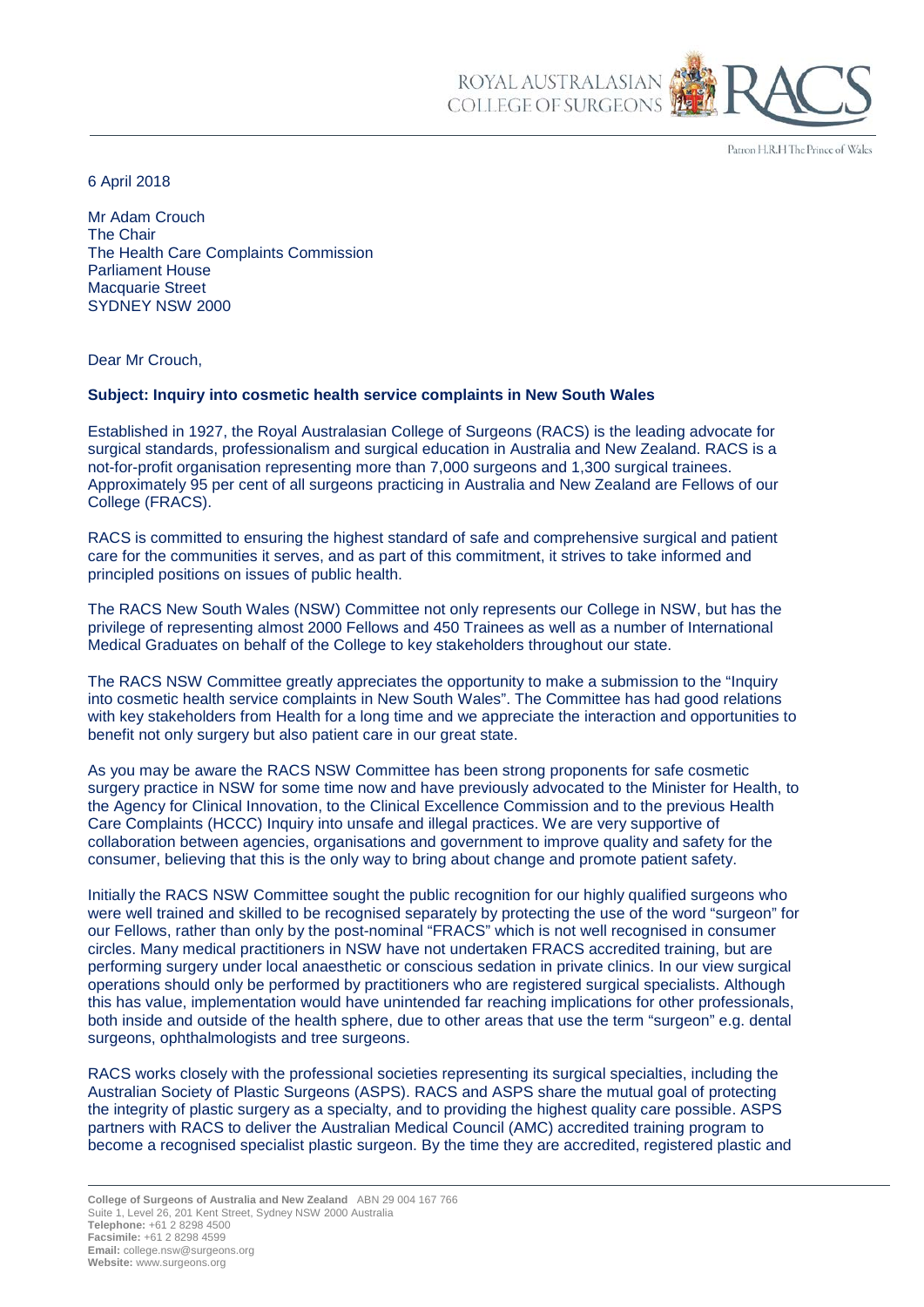6 April 2018

Mr Adam Crouch
The Chair
The Health Care Complaints Commission
Parliament House
Macquarie Street
SYDNEY NSW 2000

Dear Mr Crouch,

**Subject: Inquiry into cosmetic health service complaints in New South Wales**

Established in 1927, the Royal Australasian College of Surgeons (RACS) is the leading advocate for surgical standards, professionalism and surgical education in Australia and New Zealand. RACS is a not-for-profit organisation representing more than 7,000 surgeons and 1,300 surgical trainees. Approximately 95 per cent of all surgeons practicing in Australia and New Zealand are Fellows of our College (FRACS).

RACS is committed to ensuring the highest standard of safe and comprehensive surgical and patient care for the communities it serves, and as part of this commitment, it strives to take informed and principled positions on issues of public health.

The RACS New South Wales (NSW) Committee not only represents our College in NSW, but has the privilege of representing almost 2000 Fellows and 450 Trainees as well as a number of International Medical Graduates on behalf of the College to key stakeholders throughout our state.

The RACS NSW Committee greatly appreciates the opportunity to make a submission to the "Inquiry into cosmetic health service complaints in New South Wales". The Committee has had good relations with key stakeholders from Health for a long time and we appreciate the interaction and opportunities to benefit not only surgery but also patient care in our great state.

As you may be aware the RACS NSW Committee has been strong proponents for safe cosmetic surgery practice in NSW for some time now and have previously advocated to the Minister for Health, to the Agency for Clinical Innovation, to the Clinical Excellence Commission and to the previous Health Care Complaints (HCCC) Inquiry into unsafe and illegal practices. We are very supportive of collaboration between agencies, organisations and government to improve quality and safety for the consumer, believing that this is the only way to bring about change and promote patient safety.

Initially the RACS NSW Committee sought the public recognition for our highly qualified surgeons who were well trained and skilled to be recognised separately by protecting the use of the word "surgeon" for our Fellows, rather than only by the post-nominal "FRACS" which is not well recognised in consumer circles. Many medical practitioners in NSW have not undertaken FRACS accredited training, but are performing surgery under local anaesthetic or conscious sedation in private clinics. In our view surgical operations should only be performed by practitioners who are registered surgical specialists. Although this has value, implementation would have unintended far reaching implications for other professionals, both inside and outside of the health sphere, due to other areas that use the term "surgeon" e.g. dental surgeons, ophthalmologists and tree surgeons.

RACS works closely with the professional societies representing its surgical specialties, including the Australian Society of Plastic Surgeons (ASPS). RACS and ASPS share the mutual goal of protecting the integrity of plastic surgery as a specialty, and to providing the highest quality care possible. ASPS partners with RACS to deliver the Australian Medical Council (AMC) accredited training program to become a recognised specialist plastic surgeon. By the time they are accredited, registered plastic and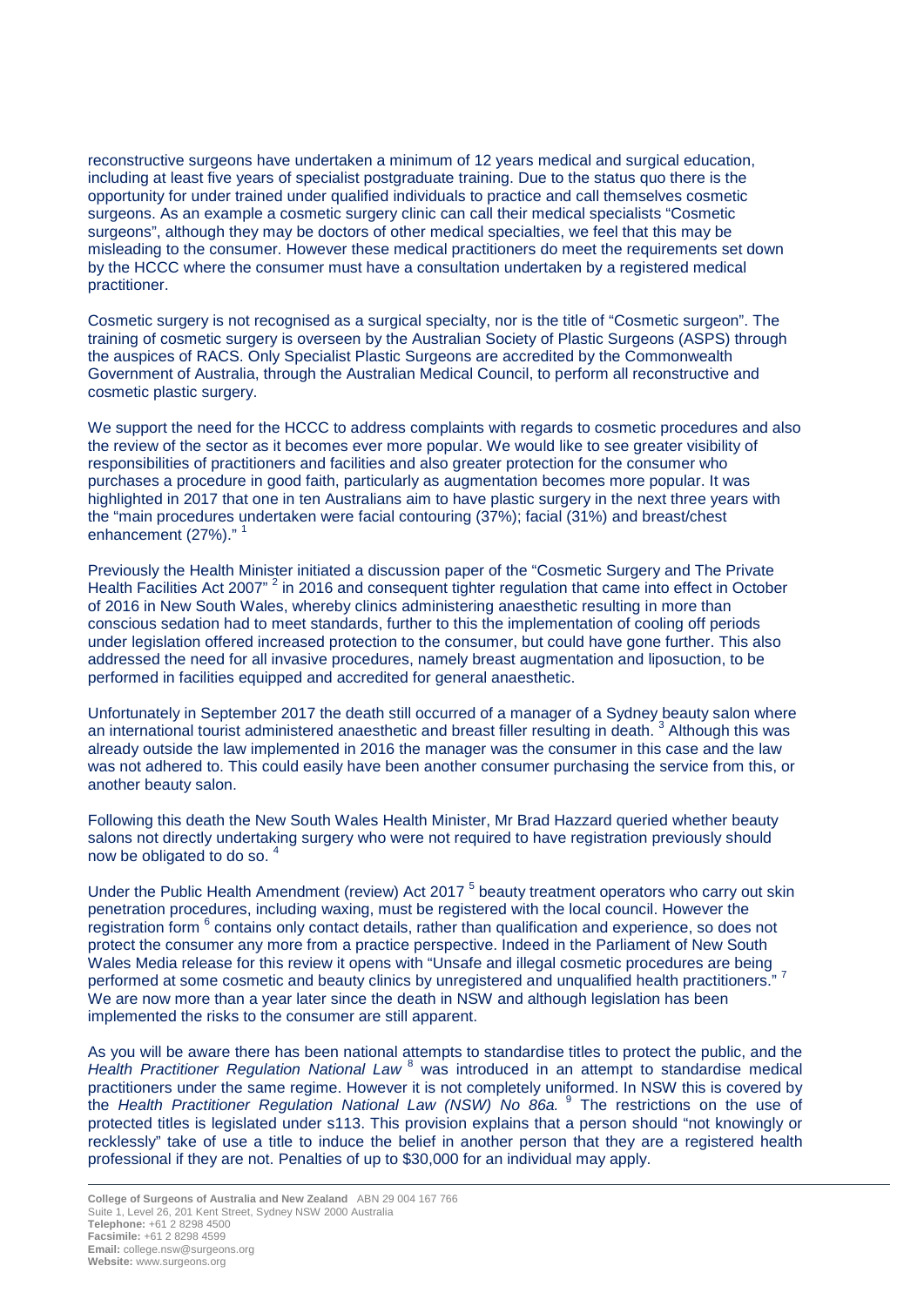reconstructive surgeons have undertaken a minimum of 12 years medical and surgical education, including at least five years of specialist postgraduate training. Due to the status quo there is the opportunity for under trained under qualified individuals to practice and call themselves cosmetic surgeons. As an example a cosmetic surgery clinic can call their medical specialists "Cosmetic surgeons", although they may be doctors of other medical specialties, we feel that this may be misleading to the consumer. However these medical practitioners do meet the requirements set down by the HCCC where the consumer must have a consultation undertaken by a registered medical practitioner.

Cosmetic surgery is not recognised as a surgical specialty, nor is the title of "Cosmetic surgeon". The training of cosmetic surgery is overseen by the Australian Society of Plastic Surgeons (ASPS) through the auspices of RACS. Only Specialist Plastic Surgeons are accredited by the Commonwealth Government of Australia, through the Australian Medical Council, to perform all reconstructive and cosmetic plastic surgery.

We support the need for the HCCC to address complaints with regards to cosmetic procedures and also the review of the sector as it becomes ever more popular. We would like to see greater visibility of responsibilities of practitioners and facilities and also greater protection for the consumer who purchases a procedure in good faith, particularly as augmentation becomes more popular. It was highlighted in 2017 that one in ten Australians aim to have plastic surgery in the next three years with the "main procedures undertaken were facial contouring (37%); facial (31%) and breast/chest enhancement (27%)." [1]

Previously the Health Minister initiated a discussion paper of the "Cosmetic Surgery and The Private Health Facilities Act 2007" [2] in 2016 and consequent tighter regulation that came into effect in October of 2016 in New South Wales, whereby clinics administering anaesthetic resulting in more than conscious sedation had to meet standards, further to this the implementation of cooling off periods under legislation offered increased protection to the consumer, but could have gone further. This also addressed the need for all invasive procedures, namely breast augmentation and liposuction, to be performed in facilities equipped and accredited for general anaesthetic.

Unfortunately in September 2017 the death still occurred of a manager of a Sydney beauty salon where an international tourist administered anaesthetic and breast filler resulting in death. [3] Although this was already outside the law implemented in 2016 the manager was the consumer in this case and the law was not adhered to. This could easily have been another consumer purchasing the service from this, or another beauty salon.

Following this death the New South Wales Health Minister, Mr Brad Hazzard queried whether beauty salons not directly undertaking surgery who were not required to have registration previously should now be obligated to do so. [4]

Under the Public Health Amendment (review) Act 2017 [5] beauty treatment operators who carry out skin penetration procedures, including waxing, must be registered with the local council. However the registration form [6] contains only contact details, rather than qualification and experience, so does not protect the consumer any more from a practice perspective. Indeed in the Parliament of New South Wales Media release for this review it opens with "Unsafe and illegal cosmetic procedures are being performed at some cosmetic and beauty clinics by unregistered and unqualified health practitioners." [7] We are now more than a year later since the death in NSW and although legislation has been implemented the risks to the consumer are still apparent.

As you will be aware there has been national attempts to standardise titles to protect the public, and the *Health Practitioner Regulation National Law* [8] was introduced in an attempt to standardise medical practitioners under the same regime. However it is not completely uniformed. In NSW this is covered by the *Health Practitioner Regulation National Law (NSW) No 86a.* [9] The restrictions on the use of protected titles is legislated under s113. This provision explains that a person should "not knowingly or recklessly" take of use a title to induce the belief in another person that they are a registered health professional if they are not. Penalties of up to $30,000 for an individual may apply.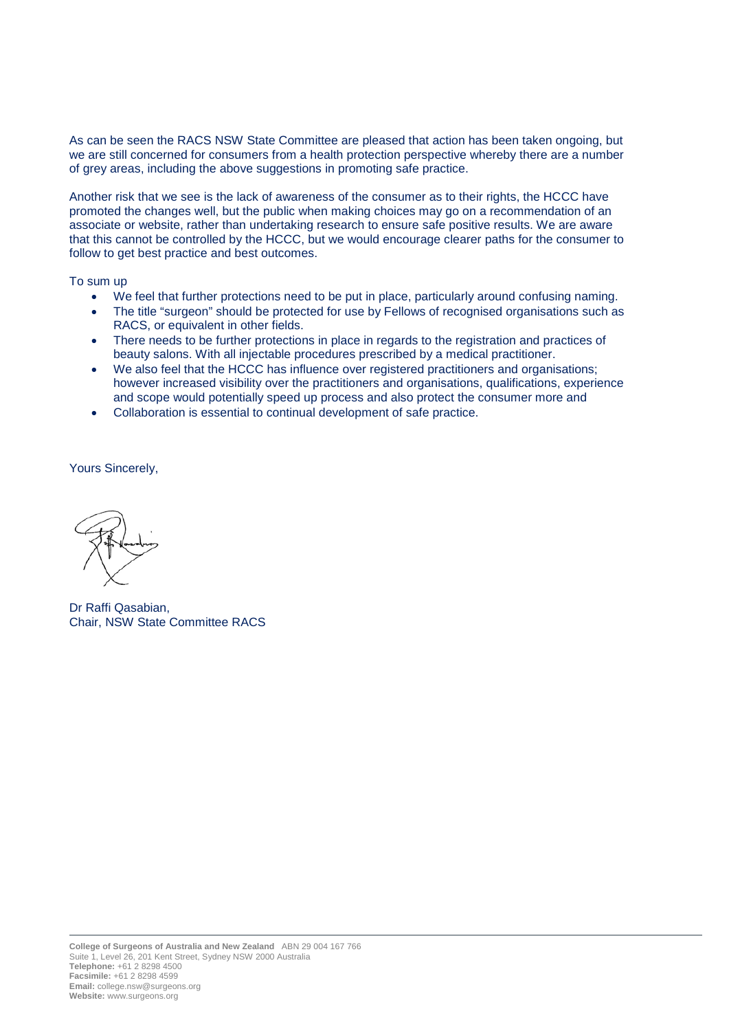As can be seen the RACS NSW State Committee are pleased that action has been taken ongoing, but we are still concerned for consumers from a health protection perspective whereby there are a number of grey areas, including the above suggestions in promoting safe practice.

Another risk that we see is the lack of awareness of the consumer as to their rights, the HCCC have promoted the changes well, but the public when making choices may go on a recommendation of an associate or website, rather than undertaking research to ensure safe positive results. We are aware that this cannot be controlled by the HCCC, but we would encourage clearer paths for the consumer to follow to get best practice and best outcomes.

To sum up

- We feel that further protections need to be put in place, particularly around confusing naming.
- The title "surgeon" should be protected for use by Fellows of recognised organisations such as RACS, or equivalent in other fields.
- There needs to be further protections in place in regards to the registration and practices of beauty salons. With all injectable procedures prescribed by a medical practitioner.
- We also feel that the HCCC has influence over registered practitioners and organisations; however increased visibility over the practitioners and organisations, qualifications, experience and scope would potentially speed up process and also protect the consumer more and
- Collaboration is essential to continual development of safe practice.

Yours Sincerely,

Dr Raffi Qasabian,
Chair, NSW State Committee RACS

**College of Surgeons of Australia and New Zealand** ABN 29 004 167 766
Suite 1, Level 26, 201 Kent Street, Sydney NSW 2000 Australia
**Telephone:** +61 2 8298 4500
**Facsimile:** +61 2 8298 4599
**Email:** college.nsw@surgeons.org
**Website:** www.surgeons.org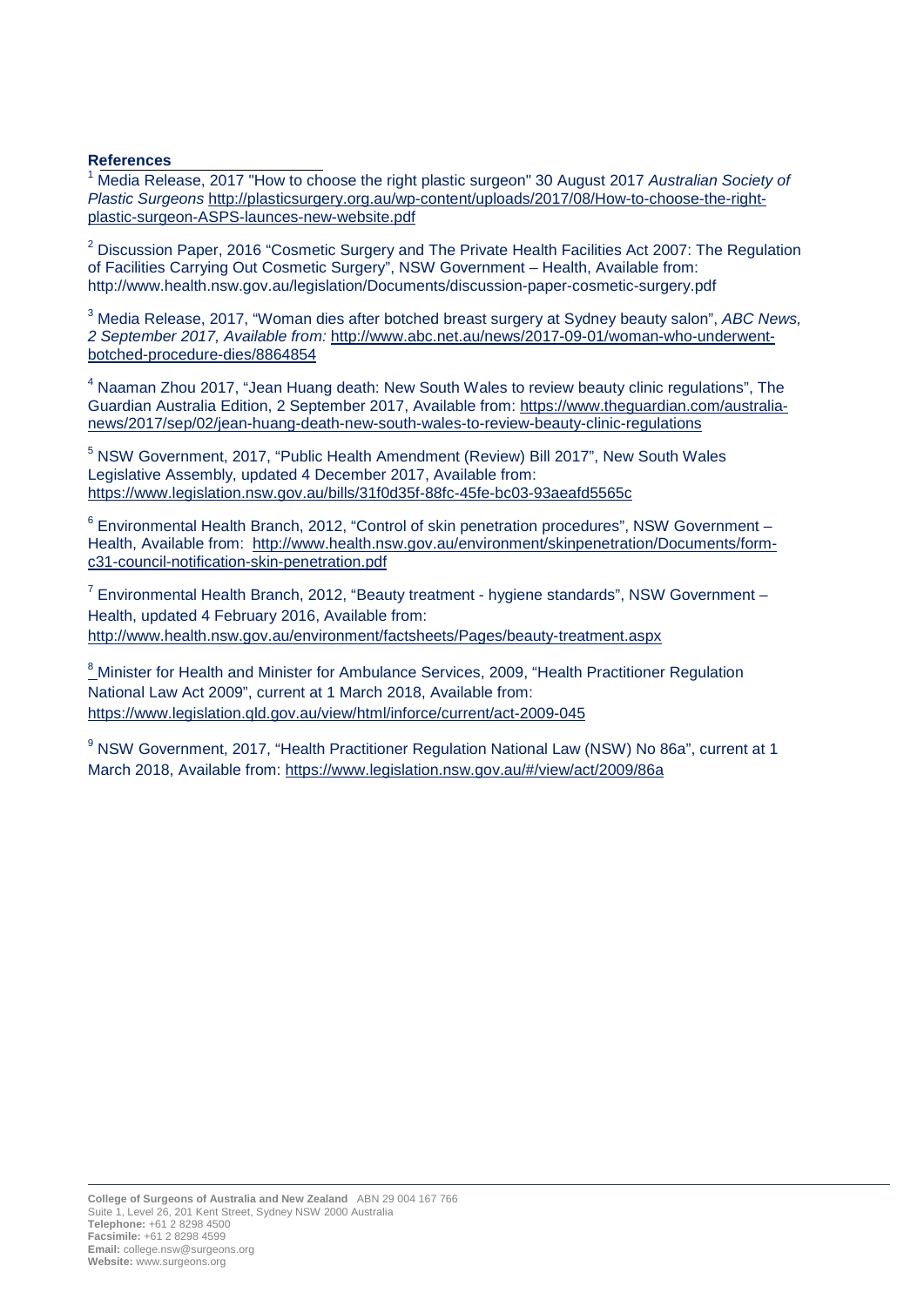**References**

[1] Media Release, 2017 "How to choose the right plastic surgeon" 30 August 2017 *Australian Society of Plastic Surgeons* http://plasticsurgery.org.au/wp-content/uploads/2017/08/How-to-choose-the-right-plastic-surgeon-ASPS-launces-new-website.pdf

[2] Discussion Paper, 2016 "Cosmetic Surgery and The Private Health Facilities Act 2007: The Regulation of Facilities Carrying Out Cosmetic Surgery", NSW Government – Health, Available from: http://www.health.nsw.gov.au/legislation/Documents/discussion-paper-cosmetic-surgery.pdf

[3] Media Release, 2017, "Woman dies after botched breast surgery at Sydney beauty salon", *ABC News, 2 September 2017, Available from:* http://www.abc.net.au/news/2017-09-01/woman-who-underwent-botched-procedure-dies/8864854

[4] Naaman Zhou 2017, "Jean Huang death: New South Wales to review beauty clinic regulations", The Guardian Australia Edition, 2 September 2017, Available from: https://www.theguardian.com/australia-news/2017/sep/02/jean-huang-death-new-south-wales-to-review-beauty-clinic-regulations

[5] NSW Government, 2017, "Public Health Amendment (Review) Bill 2017", New South Wales Legislative Assembly, updated 4 December 2017, Available from: https://www.legislation.nsw.gov.au/bills/31f0d35f-88fc-45fe-bc03-93aeafd5565c

[6] Environmental Health Branch, 2012, "Control of skin penetration procedures", NSW Government – Health, Available from: http://www.health.nsw.gov.au/environment/skinpenetration/Documents/form-c31-council-notification-skin-penetration.pdf

[7] Environmental Health Branch, 2012, "Beauty treatment - hygiene standards", NSW Government – Health, updated 4 February 2016, Available from: http://www.health.nsw.gov.au/environment/factsheets/Pages/beauty-treatment.aspx

[8] Minister for Health and Minister for Ambulance Services, 2009, "Health Practitioner Regulation National Law Act 2009", current at 1 March 2018, Available from: https://www.legislation.qld.gov.au/view/html/inforce/current/act-2009-045

[9] NSW Government, 2017, "Health Practitioner Regulation National Law (NSW) No 86a", current at 1 March 2018, Available from: https://www.legislation.nsw.gov.au/#/view/act/2009/86a